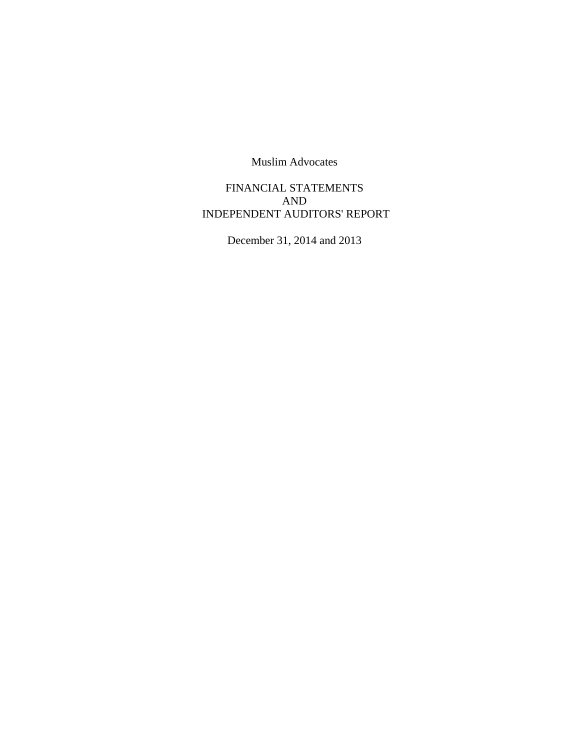# Muslim Advocates

## FINANCIAL STATEMENTS
## AND
## INDEPENDENT AUDITORS' REPORT

December 31, 2014 and 2013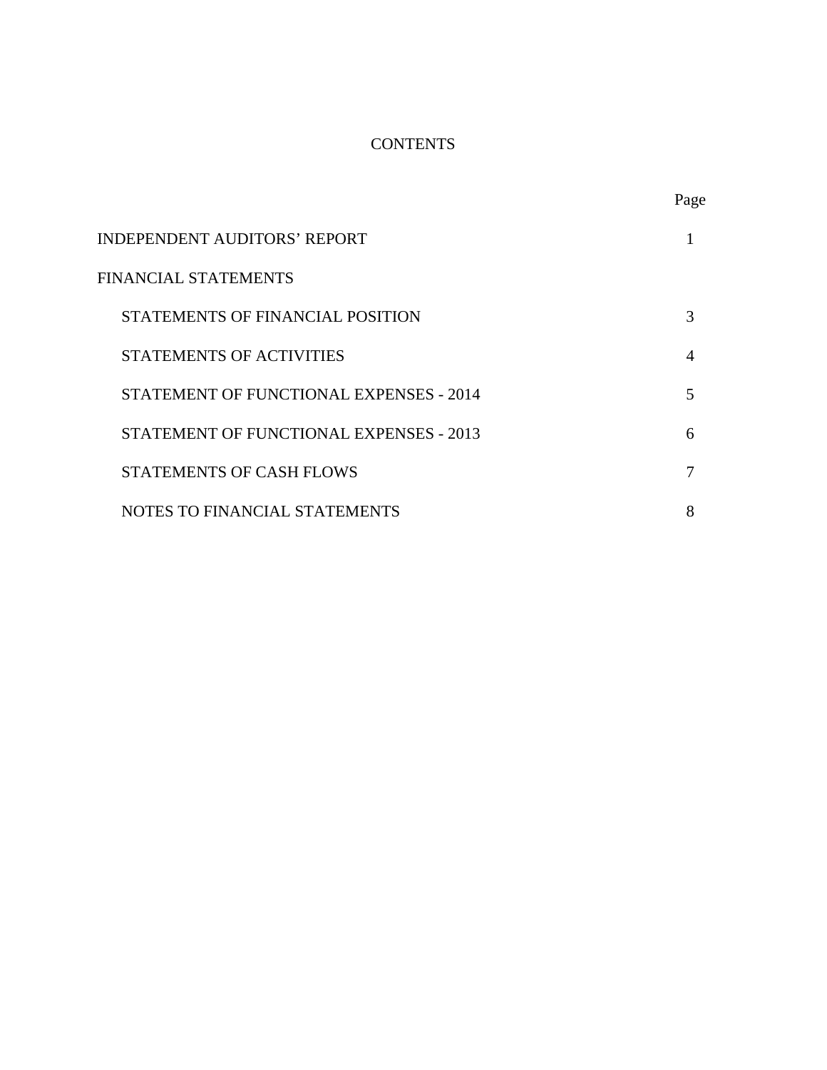# CONTENTS

| | Page |
|---|---|
| INDEPENDENT AUDITORS' REPORT | 1 |
| FINANCIAL STATEMENTS | |
| STATEMENTS OF FINANCIAL POSITION | 3 |
| STATEMENTS OF ACTIVITIES | 4 |
| STATEMENT OF FUNCTIONAL EXPENSES - 2014 | 5 |
| STATEMENT OF FUNCTIONAL EXPENSES - 2013 | 6 |
| STATEMENTS OF CASH FLOWS | 7 |
| NOTES TO FINANCIAL STATEMENTS | 8 |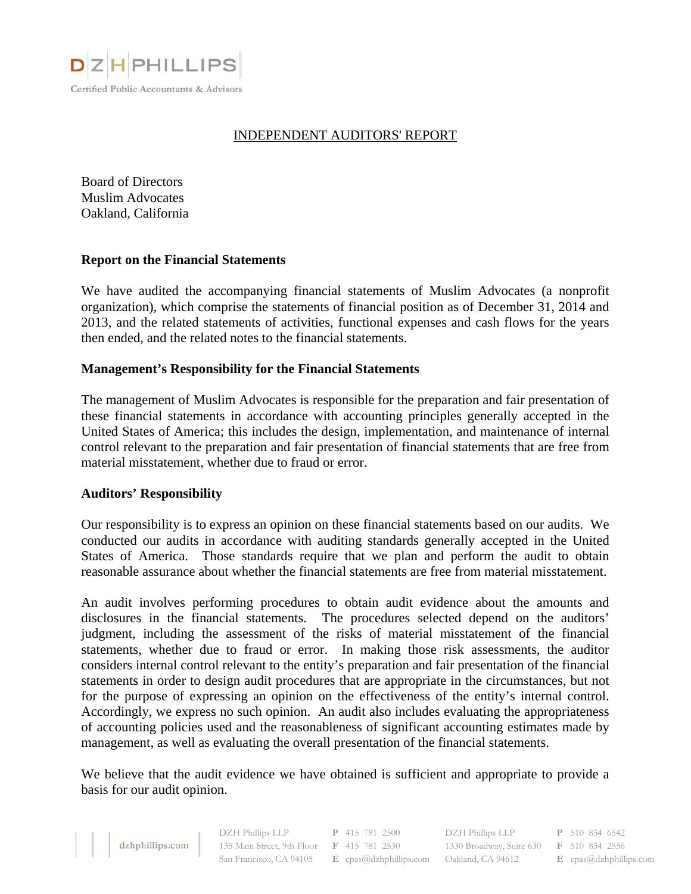DZH PHILLIPS

Certified Public Accountants & Advisors

# INDEPENDENT AUDITORS' REPORT

Board of Directors
Muslim Advocates
Oakland, California

## Report on the Financial Statements

We have audited the accompanying financial statements of Muslim Advocates (a nonprofit organization), which comprise the statements of financial position as of December 31, 2014 and 2013, and the related statements of activities, functional expenses and cash flows for the years then ended, and the related notes to the financial statements.

## Management's Responsibility for the Financial Statements

The management of Muslim Advocates is responsible for the preparation and fair presentation of these financial statements in accordance with accounting principles generally accepted in the United States of America; this includes the design, implementation, and maintenance of internal control relevant to the preparation and fair presentation of financial statements that are free from material misstatement, whether due to fraud or error.

## Auditors' Responsibility

Our responsibility is to express an opinion on these financial statements based on our audits. We conducted our audits in accordance with auditing standards generally accepted in the United States of America. Those standards require that we plan and perform the audit to obtain reasonable assurance about whether the financial statements are free from material misstatement.

An audit involves performing procedures to obtain audit evidence about the amounts and disclosures in the financial statements. The procedures selected depend on the auditors' judgment, including the assessment of the risks of material misstatement of the financial statements, whether due to fraud or error. In making those risk assessments, the auditor considers internal control relevant to the entity's preparation and fair presentation of the financial statements in order to design audit procedures that are appropriate in the circumstances, but not for the purpose of expressing an opinion on the effectiveness of the entity's internal control. Accordingly, we express no such opinion. An audit also includes evaluating the appropriateness of accounting policies used and the reasonableness of significant accounting estimates made by management, as well as evaluating the overall presentation of the financial statements.

We believe that the audit evidence we have obtained is sufficient and appropriate to provide a basis for our audit opinion.

dzhphillips.com

DZH Phillips LLP
135 Main Street, 9th Floor
San Francisco, CA 94105

P 415 781 2500
F 415 781 2530
E cpas@dzhphillips.com

DZH Phillips LLP
1330 Broadway, Suite 630
Oakland, CA 94612

P 510 834 6542
F 510 834 2556
E cpas@dzhphillips.com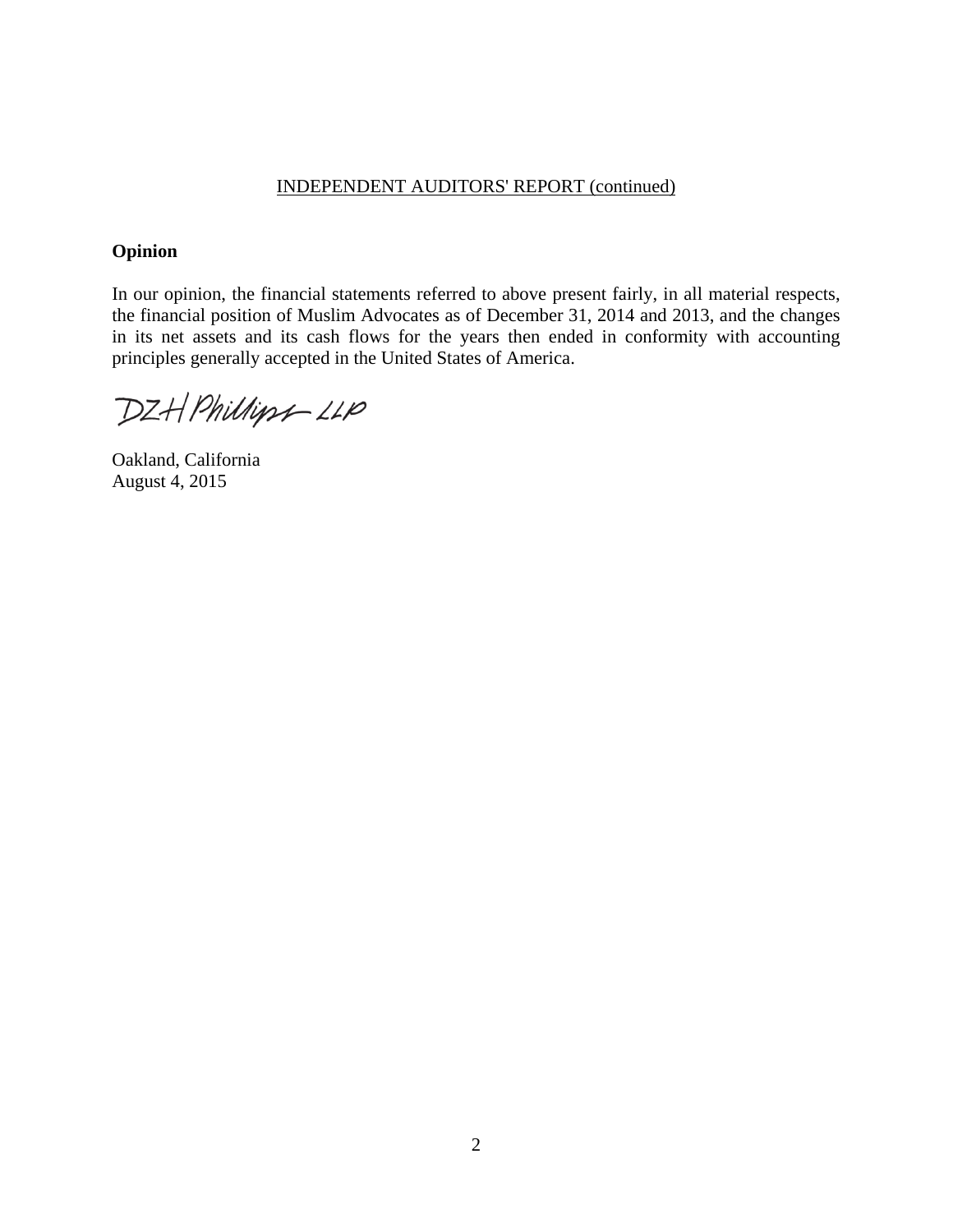INDEPENDENT AUDITORS' REPORT (continued)

**Opinion**

In our opinion, the financial statements referred to above present fairly, in all material respects, the financial position of Muslim Advocates as of December 31, 2014 and 2013, and the changes in its net assets and its cash flows for the years then ended in conformity with accounting principles generally accepted in the United States of America.

DZH Phillips LLP

Oakland, California
August 4, 2015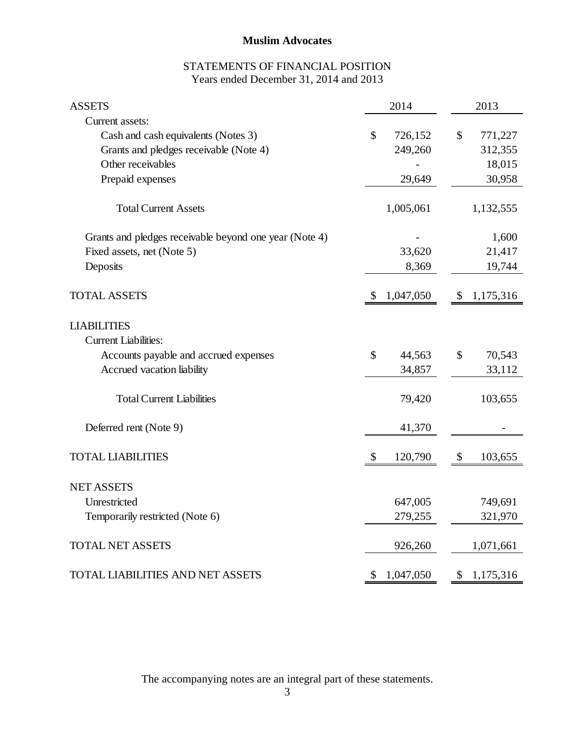**Muslim Advocates**

STATEMENTS OF FINANCIAL POSITION
Years ended December 31, 2014 and 2013

| ASSETS | 2014 | 2013 |
|---|---|---|
| Current assets: | | |
| Cash and cash equivalents (Notes 3) | $ 726,152 | $ 771,227 |
| Grants and pledges receivable (Note 4) | 249,260 | 312,355 |
| Other receivables | - | 18,015 |
| Prepaid expenses | 29,649 | 30,958 |
| Total Current Assets | 1,005,061 | 1,132,555 |
| Grants and pledges receivable beyond one year (Note 4) | - | 1,600 |
| Fixed assets, net (Note 5) | 33,620 | 21,417 |
| Deposits | 8,369 | 19,744 |
| TOTAL ASSETS | $ 1,047,050 | $ 1,175,316 |
| LIABILITIES | | |
| Current Liabilities: | | |
| Accounts payable and accrued expenses | $ 44,563 | $ 70,543 |
| Accrued vacation liability | 34,857 | 33,112 |
| Total Current Liabilities | 79,420 | 103,655 |
| Deferred rent (Note 9) | 41,370 | - |
| TOTAL LIABILITIES | $ 120,790 | $ 103,655 |
| NET ASSETS | | |
| Unrestricted | 647,005 | 749,691 |
| Temporarily restricted (Note 6) | 279,255 | 321,970 |
| TOTAL NET ASSETS | 926,260 | 1,071,661 |
| TOTAL LIABILITIES AND NET ASSETS | $ 1,047,050 | $ 1,175,316 |

The accompanying notes are an integral part of these statements.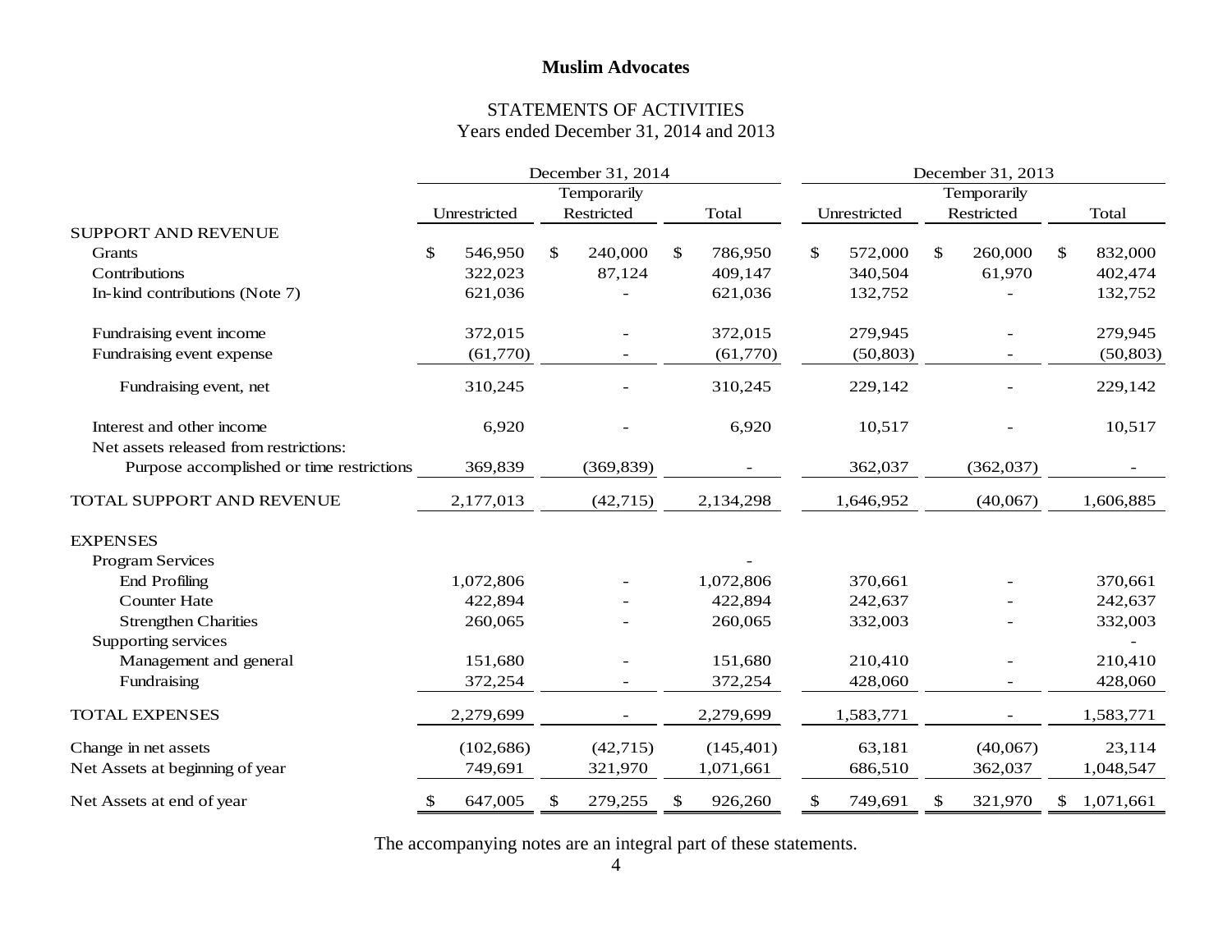**Muslim Advocates**

## STATEMENTS OF ACTIVITIES
Years ended December 31, 2014 and 2013

| | December 31, 2014 | | | December 31, 2013 | | |
|---|---|---|---|---|---|---|
| | Unrestricted | Temporarily Restricted | Total | Unrestricted | Temporarily Restricted | Total |
| SUPPORT AND REVENUE | | | | | | |
| Grants | $ 546,950 | $ 240,000 | $ 786,950 | $ 572,000 | $ 260,000 | $ 832,000 |
| Contributions | 322,023 | 87,124 | 409,147 | 340,504 | 61,970 | 402,474 |
| In-kind contributions (Note 7) | 621,036 | - | 621,036 | 132,752 | - | 132,752 |
| Fundraising event income | 372,015 | - | 372,015 | 279,945 | - | 279,945 |
| Fundraising event expense | (61,770) | - | (61,770) | (50,803) | - | (50,803) |
| Fundraising event, net | 310,245 | - | 310,245 | 229,142 | - | 229,142 |
| Interest and other income | 6,920 | - | 6,920 | 10,517 | - | 10,517 |
| Net assets released from restrictions: | | | | | | |
| Purpose accomplished or time restrictions | 369,839 | (369,839) | - | 362,037 | (362,037) | - |
| TOTAL SUPPORT AND REVENUE | 2,177,013 | (42,715) | 2,134,298 | 1,646,952 | (40,067) | 1,606,885 |
| EXPENSES | | | | | | |
| Program Services | | | - | | | |
| End Profiling | 1,072,806 | - | 1,072,806 | 370,661 | - | 370,661 |
| Counter Hate | 422,894 | - | 422,894 | 242,637 | - | 242,637 |
| Strengthen Charities | 260,065 | - | 260,065 | 332,003 | - | 332,003 |
| Supporting services | | | | | | - |
| Management and general | 151,680 | - | 151,680 | 210,410 | - | 210,410 |
| Fundraising | 372,254 | - | 372,254 | 428,060 | - | 428,060 |
| TOTAL EXPENSES | 2,279,699 | - | 2,279,699 | 1,583,771 | - | 1,583,771 |
| Change in net assets | (102,686) | (42,715) | (145,401) | 63,181 | (40,067) | 23,114 |
| Net Assets at beginning of year | 749,691 | 321,970 | 1,071,661 | 686,510 | 362,037 | 1,048,547 |
| Net Assets at end of year | $ 647,005 | $ 279,255 | $ 926,260 | $ 749,691 | $ 321,970 | $ 1,071,661 |

The accompanying notes are an integral part of these statements.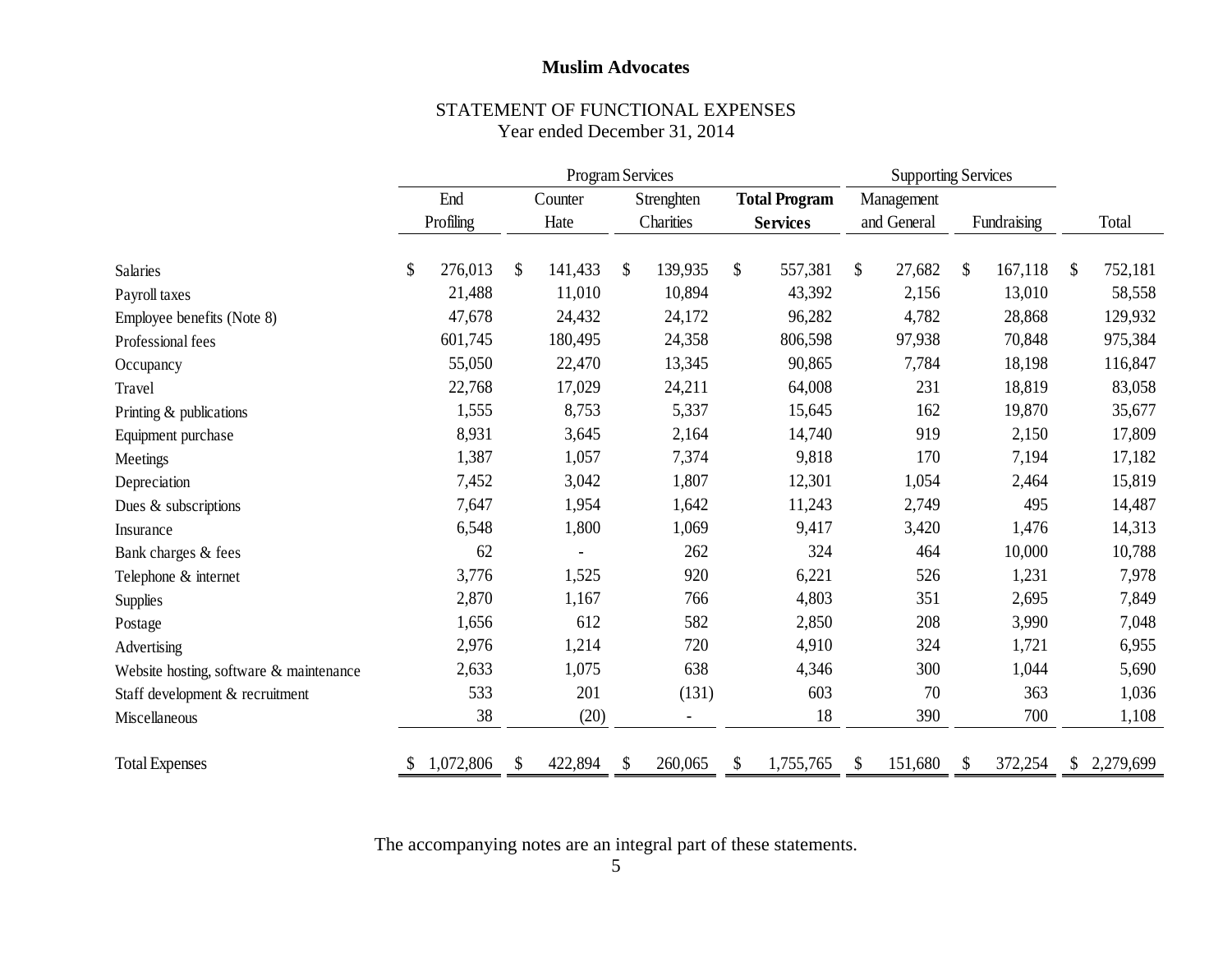**Muslim Advocates**

STATEMENT OF FUNCTIONAL EXPENSES
Year ended December 31, 2014

| | Program Services | | | | Supporting Services | | |
|---|---|---|---|---|---|---|---|
| | End Profiling | Counter Hate | Strenghten Charities | **Total Program Services** | Management and General | Fundraising | Total |
| Salaries | $ 276,013 | $ 141,433 | $ 139,935 | $ 557,381 | $ 27,682 | $ 167,118 | $ 752,181 |
| Payroll taxes | 21,488 | 11,010 | 10,894 | 43,392 | 2,156 | 13,010 | 58,558 |
| Employee benefits (Note 8) | 47,678 | 24,432 | 24,172 | 96,282 | 4,782 | 28,868 | 129,932 |
| Professional fees | 601,745 | 180,495 | 24,358 | 806,598 | 97,938 | 70,848 | 975,384 |
| Occupancy | 55,050 | 22,470 | 13,345 | 90,865 | 7,784 | 18,198 | 116,847 |
| Travel | 22,768 | 17,029 | 24,211 | 64,008 | 231 | 18,819 | 83,058 |
| Printing & publications | 1,555 | 8,753 | 5,337 | 15,645 | 162 | 19,870 | 35,677 |
| Equipment purchase | 8,931 | 3,645 | 2,164 | 14,740 | 919 | 2,150 | 17,809 |
| Meetings | 1,387 | 1,057 | 7,374 | 9,818 | 170 | 7,194 | 17,182 |
| Depreciation | 7,452 | 3,042 | 1,807 | 12,301 | 1,054 | 2,464 | 15,819 |
| Dues & subscriptions | 7,647 | 1,954 | 1,642 | 11,243 | 2,749 | 495 | 14,487 |
| Insurance | 6,548 | 1,800 | 1,069 | 9,417 | 3,420 | 1,476 | 14,313 |
| Bank charges & fees | 62 | - | 262 | 324 | 464 | 10,000 | 10,788 |
| Telephone & internet | 3,776 | 1,525 | 920 | 6,221 | 526 | 1,231 | 7,978 |
| Supplies | 2,870 | 1,167 | 766 | 4,803 | 351 | 2,695 | 7,849 |
| Postage | 1,656 | 612 | 582 | 2,850 | 208 | 3,990 | 7,048 |
| Advertising | 2,976 | 1,214 | 720 | 4,910 | 324 | 1,721 | 6,955 |
| Website hosting, software & maintenance | 2,633 | 1,075 | 638 | 4,346 | 300 | 1,044 | 5,690 |
| Staff development & recruitment | 533 | 201 | (131) | 603 | 70 | 363 | 1,036 |
| Miscellaneous | 38 | (20) | - | 18 | 390 | 700 | 1,108 |
| Total Expenses | $ 1,072,806 | $ 422,894 | $ 260,065 | $ 1,755,765 | $ 151,680 | $ 372,254 | $ 2,279,699 |

The accompanying notes are an integral part of these statements.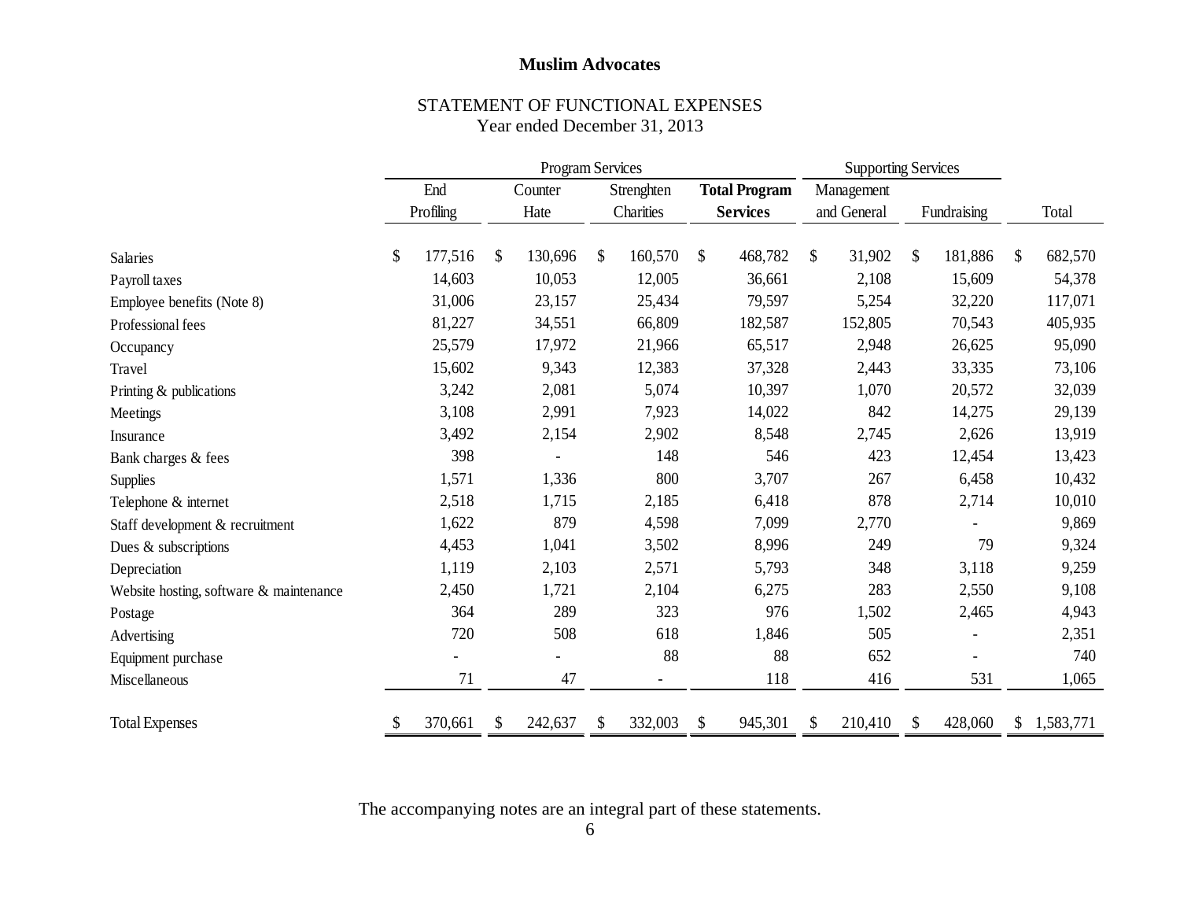**Muslim Advocates**

STATEMENT OF FUNCTIONAL EXPENSES
Year ended December 31, 2013

| | Program Services | | | | Supporting Services | | |
|---|---|---|---|---|---|---|---|
| | End Profiling | Counter Hate | Strenghten Charities | **Total Program Services** | Management and General | Fundraising | Total |
| Salaries | $ 177,516 | $ 130,696 | $ 160,570 | $ 468,782 | $ 31,902 | $ 181,886 | $ 682,570 |
| Payroll taxes | 14,603 | 10,053 | 12,005 | 36,661 | 2,108 | 15,609 | 54,378 |
| Employee benefits (Note 8) | 31,006 | 23,157 | 25,434 | 79,597 | 5,254 | 32,220 | 117,071 |
| Professional fees | 81,227 | 34,551 | 66,809 | 182,587 | 152,805 | 70,543 | 405,935 |
| Occupancy | 25,579 | 17,972 | 21,966 | 65,517 | 2,948 | 26,625 | 95,090 |
| Travel | 15,602 | 9,343 | 12,383 | 37,328 | 2,443 | 33,335 | 73,106 |
| Printing & publications | 3,242 | 2,081 | 5,074 | 10,397 | 1,070 | 20,572 | 32,039 |
| Meetings | 3,108 | 2,991 | 7,923 | 14,022 | 842 | 14,275 | 29,139 |
| Insurance | 3,492 | 2,154 | 2,902 | 8,548 | 2,745 | 2,626 | 13,919 |
| Bank charges & fees | 398 | - | 148 | 546 | 423 | 12,454 | 13,423 |
| Supplies | 1,571 | 1,336 | 800 | 3,707 | 267 | 6,458 | 10,432 |
| Telephone & internet | 2,518 | 1,715 | 2,185 | 6,418 | 878 | 2,714 | 10,010 |
| Staff development & recruitment | 1,622 | 879 | 4,598 | 7,099 | 2,770 | - | 9,869 |
| Dues & subscriptions | 4,453 | 1,041 | 3,502 | 8,996 | 249 | 79 | 9,324 |
| Depreciation | 1,119 | 2,103 | 2,571 | 5,793 | 348 | 3,118 | 9,259 |
| Website hosting, software & maintenance | 2,450 | 1,721 | 2,104 | 6,275 | 283 | 2,550 | 9,108 |
| Postage | 364 | 289 | 323 | 976 | 1,502 | 2,465 | 4,943 |
| Advertising | 720 | 508 | 618 | 1,846 | 505 | - | 2,351 |
| Equipment purchase | - | - | 88 | 88 | 652 | - | 740 |
| Miscellaneous | 71 | 47 | - | 118 | 416 | 531 | 1,065 |
| Total Expenses | $ 370,661 | $ 242,637 | $ 332,003 | $ 945,301 | $ 210,410 | $ 428,060 | $ 1,583,771 |

The accompanying notes are an integral part of these statements.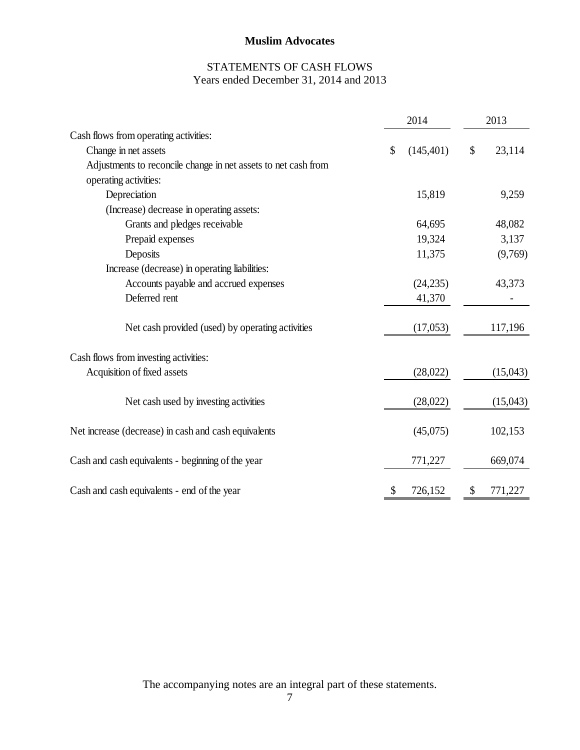**Muslim Advocates**

STATEMENTS OF CASH FLOWS
Years ended December 31, 2014 and 2013

| | 2014 | 2013 |
|---|---|---|
| Cash flows from operating activities: | | |
| Change in net assets | $ (145,401) | $ 23,114 |
| Adjustments to reconcile change in net assets to net cash from operating activities: | | |
| Depreciation | 15,819 | 9,259 |
| (Increase) decrease in operating assets: | | |
| Grants and pledges receivable | 64,695 | 48,082 |
| Prepaid expenses | 19,324 | 3,137 |
| Deposits | 11,375 | (9,769) |
| Increase (decrease) in operating liabilities: | | |
| Accounts payable and accrued expenses | (24,235) | 43,373 |
| Deferred rent | 41,370 | - |
| Net cash provided (used) by operating activities | (17,053) | 117,196 |
| Cash flows from investing activities: | | |
| Acquisition of fixed assets | (28,022) | (15,043) |
| Net cash used by investing activities | (28,022) | (15,043) |
| Net increase (decrease) in cash and cash equivalents | (45,075) | 102,153 |
| Cash and cash equivalents - beginning of the year | 771,227 | 669,074 |
| Cash and cash equivalents - end of the year | $ 726,152 | $ 771,227 |

The accompanying notes are an integral part of these statements.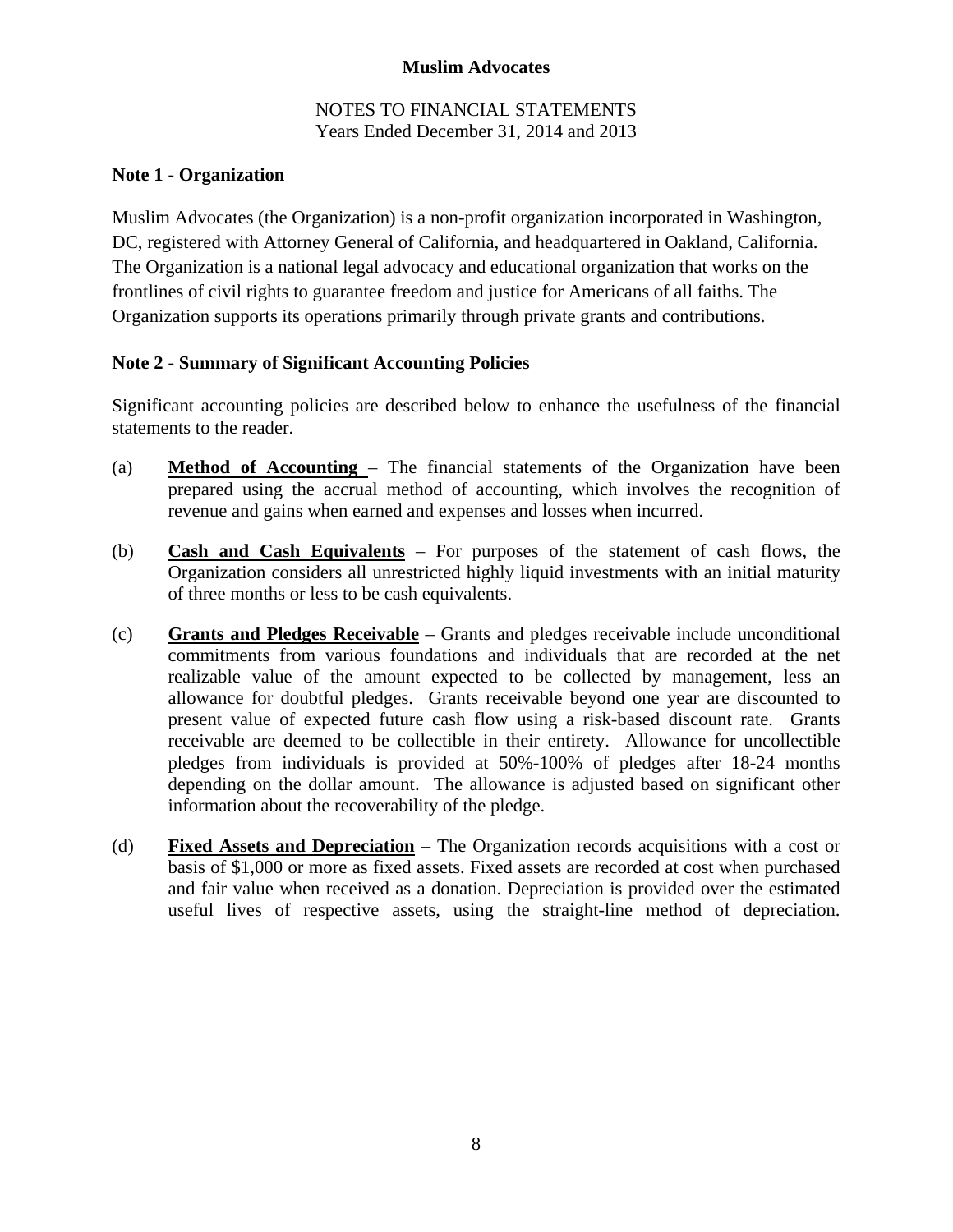**Muslim Advocates**

NOTES TO FINANCIAL STATEMENTS
Years Ended December 31, 2014 and 2013

**Note 1 - Organization**

Muslim Advocates (the Organization) is a non-profit organization incorporated in Washington, DC, registered with Attorney General of California, and headquartered in Oakland, California. The Organization is a national legal advocacy and educational organization that works on the frontlines of civil rights to guarantee freedom and justice for Americans of all faiths. The Organization supports its operations primarily through private grants and contributions.

**Note 2 - Summary of Significant Accounting Policies**

Significant accounting policies are described below to enhance the usefulness of the financial statements to the reader.

(a) **Method of Accounting** – The financial statements of the Organization have been prepared using the accrual method of accounting, which involves the recognition of revenue and gains when earned and expenses and losses when incurred.

(b) **Cash and Cash Equivalents** – For purposes of the statement of cash flows, the Organization considers all unrestricted highly liquid investments with an initial maturity of three months or less to be cash equivalents.

(c) **Grants and Pledges Receivable** – Grants and pledges receivable include unconditional commitments from various foundations and individuals that are recorded at the net realizable value of the amount expected to be collected by management, less an allowance for doubtful pledges. Grants receivable beyond one year are discounted to present value of expected future cash flow using a risk-based discount rate. Grants receivable are deemed to be collectible in their entirety. Allowance for uncollectible pledges from individuals is provided at 50%-100% of pledges after 18-24 months depending on the dollar amount. The allowance is adjusted based on significant other information about the recoverability of the pledge.

(d) **Fixed Assets and Depreciation** – The Organization records acquisitions with a cost or basis of $1,000 or more as fixed assets. Fixed assets are recorded at cost when purchased and fair value when received as a donation. Depreciation is provided over the estimated useful lives of respective assets, using the straight-line method of depreciation.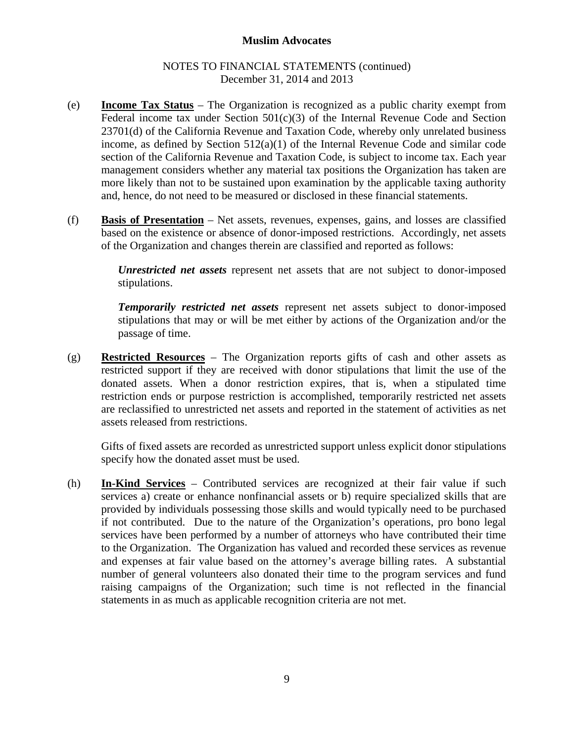(e) **Income Tax Status** – The Organization is recognized as a public charity exempt from Federal income tax under Section 501(c)(3) of the Internal Revenue Code and Section 23701(d) of the California Revenue and Taxation Code, whereby only unrelated business income, as defined by Section 512(a)(1) of the Internal Revenue Code and similar code section of the California Revenue and Taxation Code, is subject to income tax. Each year management considers whether any material tax positions the Organization has taken are more likely than not to be sustained upon examination by the applicable taxing authority and, hence, do not need to be measured or disclosed in these financial statements.

(f) **Basis of Presentation** – Net assets, revenues, expenses, gains, and losses are classified based on the existence or absence of donor-imposed restrictions. Accordingly, net assets of the Organization and changes therein are classified and reported as follows:

> ***Unrestricted net assets*** represent net assets that are not subject to donor-imposed stipulations.
>
> ***Temporarily restricted net assets*** represent net assets subject to donor-imposed stipulations that may or will be met either by actions of the Organization and/or the passage of time.

(g) **Restricted Resources** – The Organization reports gifts of cash and other assets as restricted support if they are received with donor stipulations that limit the use of the donated assets. When a donor restriction expires, that is, when a stipulated time restriction ends or purpose restriction is accomplished, temporarily restricted net assets are reclassified to unrestricted net assets and reported in the statement of activities as net assets released from restrictions.

Gifts of fixed assets are recorded as unrestricted support unless explicit donor stipulations specify how the donated asset must be used.

(h) **In-Kind Services** – Contributed services are recognized at their fair value if such services a) create or enhance nonfinancial assets or b) require specialized skills that are provided by individuals possessing those skills and would typically need to be purchased if not contributed. Due to the nature of the Organization's operations, pro bono legal services have been performed by a number of attorneys who have contributed their time to the Organization. The Organization has valued and recorded these services as revenue and expenses at fair value based on the attorney's average billing rates. A substantial number of general volunteers also donated their time to the program services and fund raising campaigns of the Organization; such time is not reflected in the financial statements in as much as applicable recognition criteria are not met.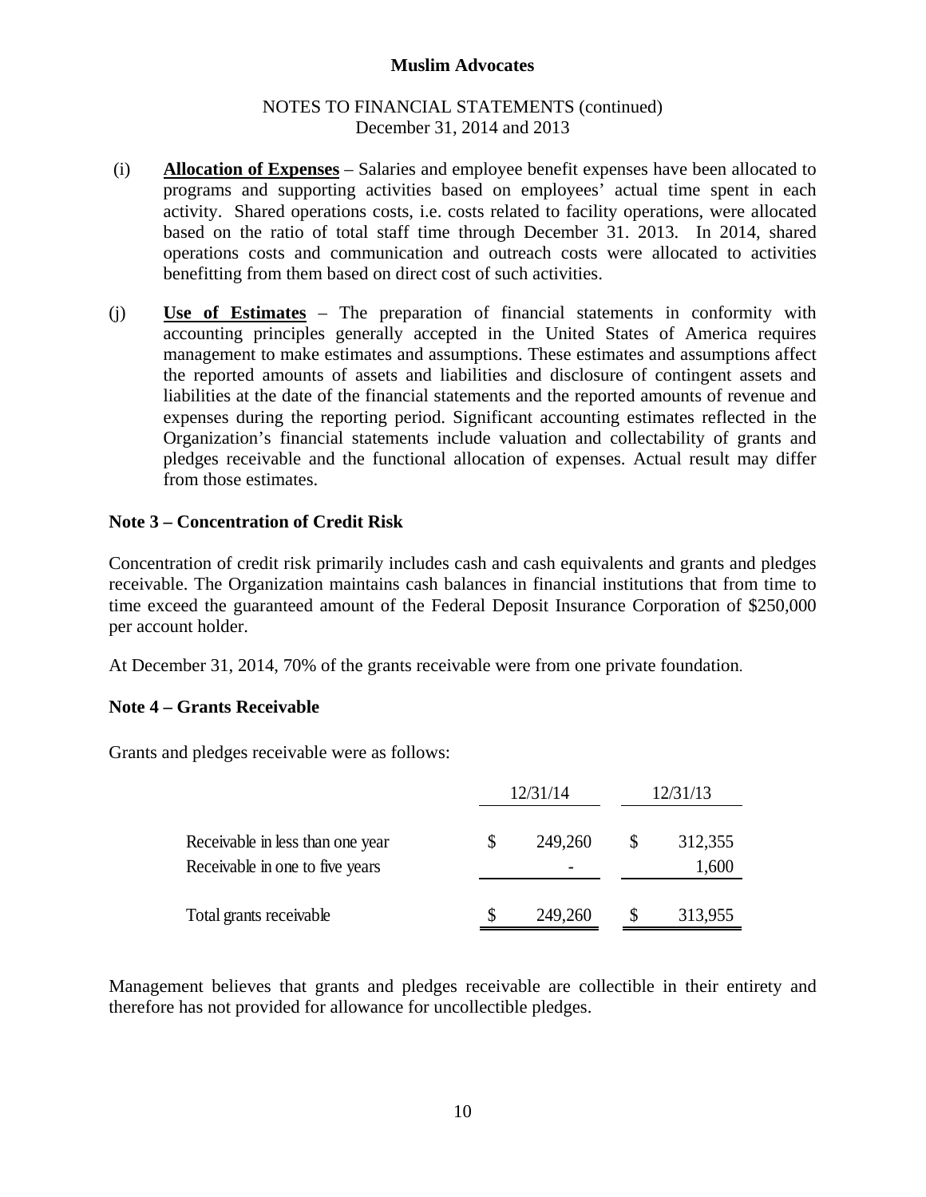(i) **Allocation of Expenses** – Salaries and employee benefit expenses have been allocated to programs and supporting activities based on employees' actual time spent in each activity. Shared operations costs, i.e. costs related to facility operations, were allocated based on the ratio of total staff time through December 31. 2013. In 2014, shared operations costs and communication and outreach costs were allocated to activities benefitting from them based on direct cost of such activities.

(j) **Use of Estimates** – The preparation of financial statements in conformity with accounting principles generally accepted in the United States of America requires management to make estimates and assumptions. These estimates and assumptions affect the reported amounts of assets and liabilities and disclosure of contingent assets and liabilities at the date of the financial statements and the reported amounts of revenue and expenses during the reporting period. Significant accounting estimates reflected in the Organization's financial statements include valuation and collectability of grants and pledges receivable and the functional allocation of expenses. Actual result may differ from those estimates.

## Note 3 – Concentration of Credit Risk

Concentration of credit risk primarily includes cash and cash equivalents and grants and pledges receivable. The Organization maintains cash balances in financial institutions that from time to time exceed the guaranteed amount of the Federal Deposit Insurance Corporation of $250,000 per account holder.

At December 31, 2014, 70% of the grants receivable were from one private foundation.

## Note 4 – Grants Receivable

Grants and pledges receivable were as follows:

| | 12/31/14 | 12/31/13 |
|---|---|---|
| Receivable in less than one year | $ 249,260 | $ 312,355 |
| Receivable in one to five years | - | 1,600 |
| Total grants receivable | $ 249,260 | $ 313,955 |

Management believes that grants and pledges receivable are collectible in their entirety and therefore has not provided for allowance for uncollectible pledges.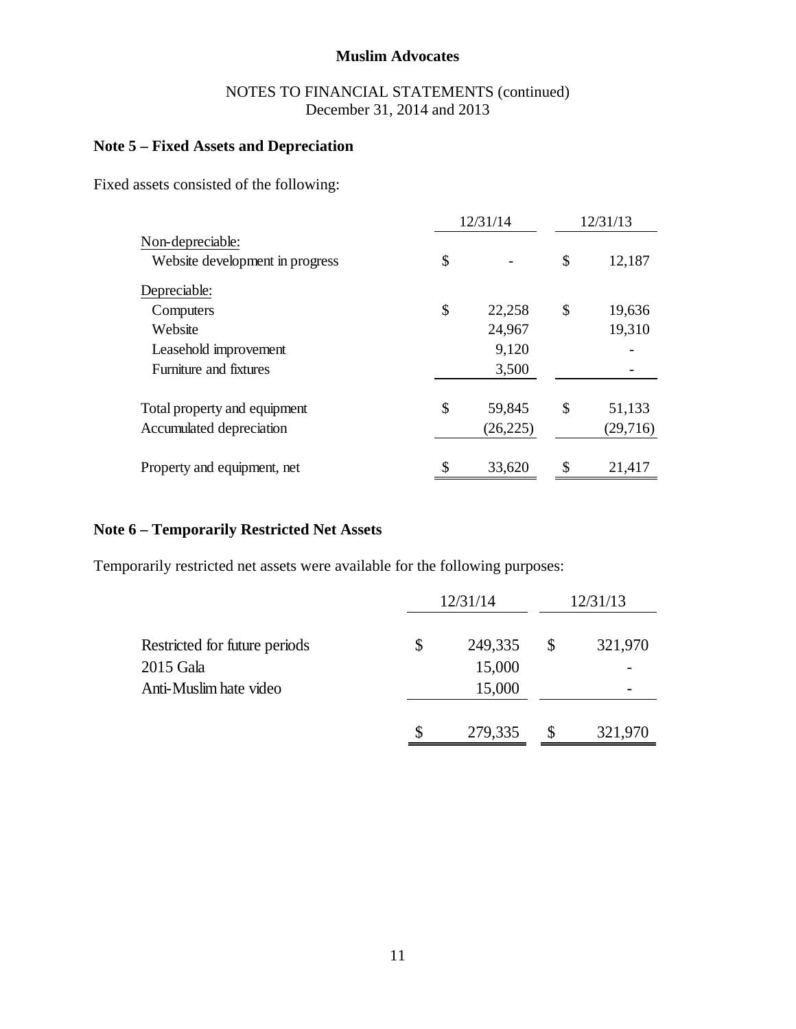**Muslim Advocates**

NOTES TO FINANCIAL STATEMENTS (continued)
December 31, 2014 and 2013

## Note 5 – Fixed Assets and Depreciation

Fixed assets consisted of the following:

| | 12/31/14 | 12/31/13 |
|---|---|---|
| Non-depreciable: | | |
| Website development in progress | $ - | $ 12,187 |
| Depreciable: | | |
| Computers | $ 22,258 | $ 19,636 |
| Website | 24,967 | 19,310 |
| Leasehold improvement | 9,120 | - |
| Furniture and fixtures | 3,500 | - |
| Total property and equipment | $ 59,845 | $ 51,133 |
| Accumulated depreciation | (26,225) | (29,716) |
| Property and equipment, net | $ 33,620 | $ 21,417 |

## Note 6 – Temporarily Restricted Net Assets

Temporarily restricted net assets were available for the following purposes:

| | 12/31/14 | 12/31/13 |
|---|---|---|
| Restricted for future periods | $ 249,335 | $ 321,970 |
| 2015 Gala | 15,000 | - |
| Anti-Muslim hate video | 15,000 | - |
| | $ 279,335 | $ 321,970 |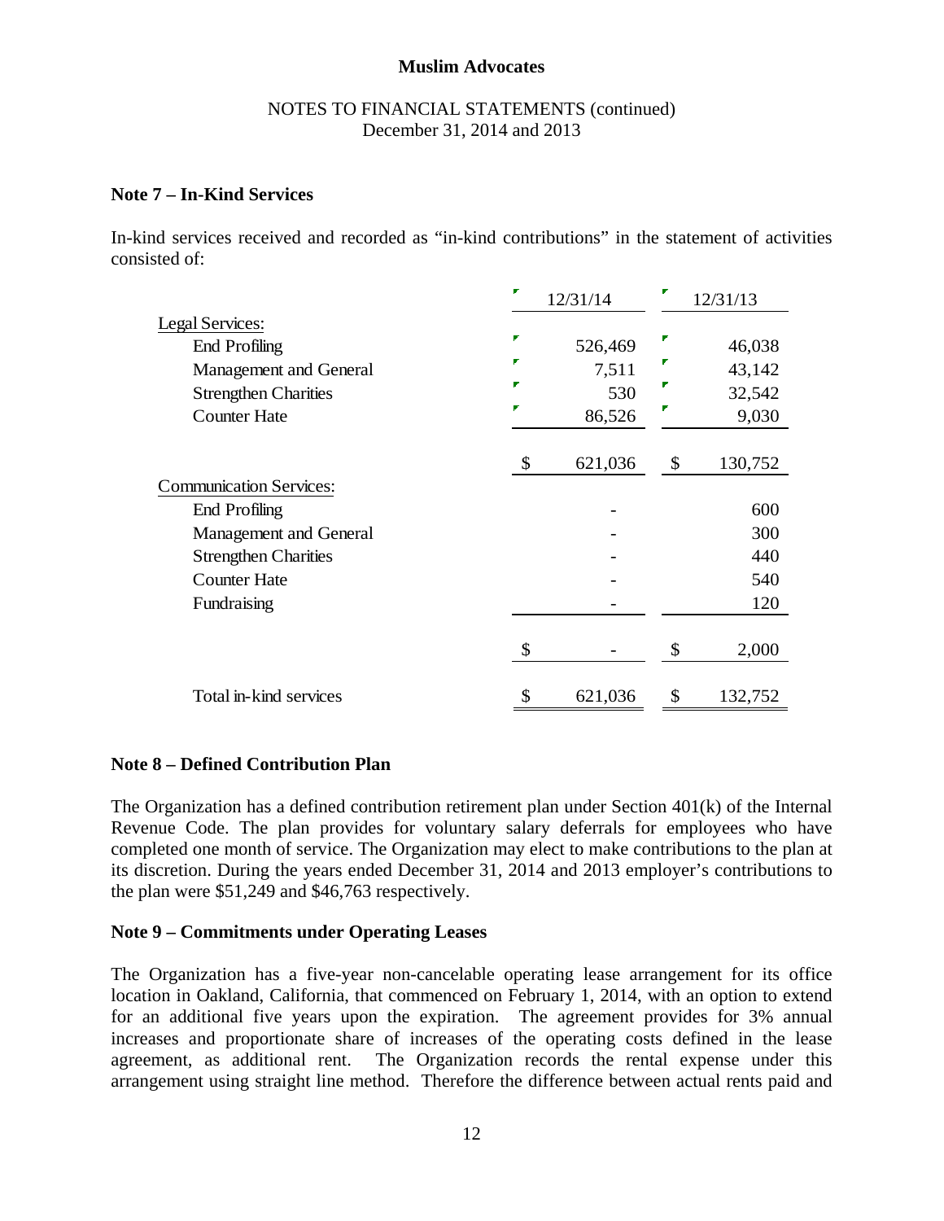## NOTES TO FINANCIAL STATEMENTS (continued)

December 31, 2014 and 2013

### Note 7 – In-Kind Services

In-kind services received and recorded as "in-kind contributions" in the statement of activities consisted of:

| | 12/31/14 | 12/31/13 |
|---|---|---|
| Legal Services: | | |
| End Profiling | 526,469 | 46,038 |
| Management and General | 7,511 | 43,142 |
| Strengthen Charities | 530 | 32,542 |
| Counter Hate | 86,526 | 9,030 |
| | $ 621,036 | $ 130,752 |
| Communication Services: | | |
| End Profiling | - | 600 |
| Management and General | - | 300 |
| Strengthen Charities | - | 440 |
| Counter Hate | - | 540 |
| Fundraising | - | 120 |
| | $ - | $ 2,000 |
| Total in-kind services | $ 621,036 | $ 132,752 |

### Note 8 – Defined Contribution Plan

The Organization has a defined contribution retirement plan under Section 401(k) of the Internal Revenue Code. The plan provides for voluntary salary deferrals for employees who have completed one month of service. The Organization may elect to make contributions to the plan at its discretion. During the years ended December 31, 2014 and 2013 employer's contributions to the plan were $51,249 and $46,763 respectively.

### Note 9 – Commitments under Operating Leases

The Organization has a five-year non-cancelable operating lease arrangement for its office location in Oakland, California, that commenced on February 1, 2014, with an option to extend for an additional five years upon the expiration. The agreement provides for 3% annual increases and proportionate share of increases of the operating costs defined in the lease agreement, as additional rent. The Organization records the rental expense under this arrangement using straight line method. Therefore the difference between actual rents paid and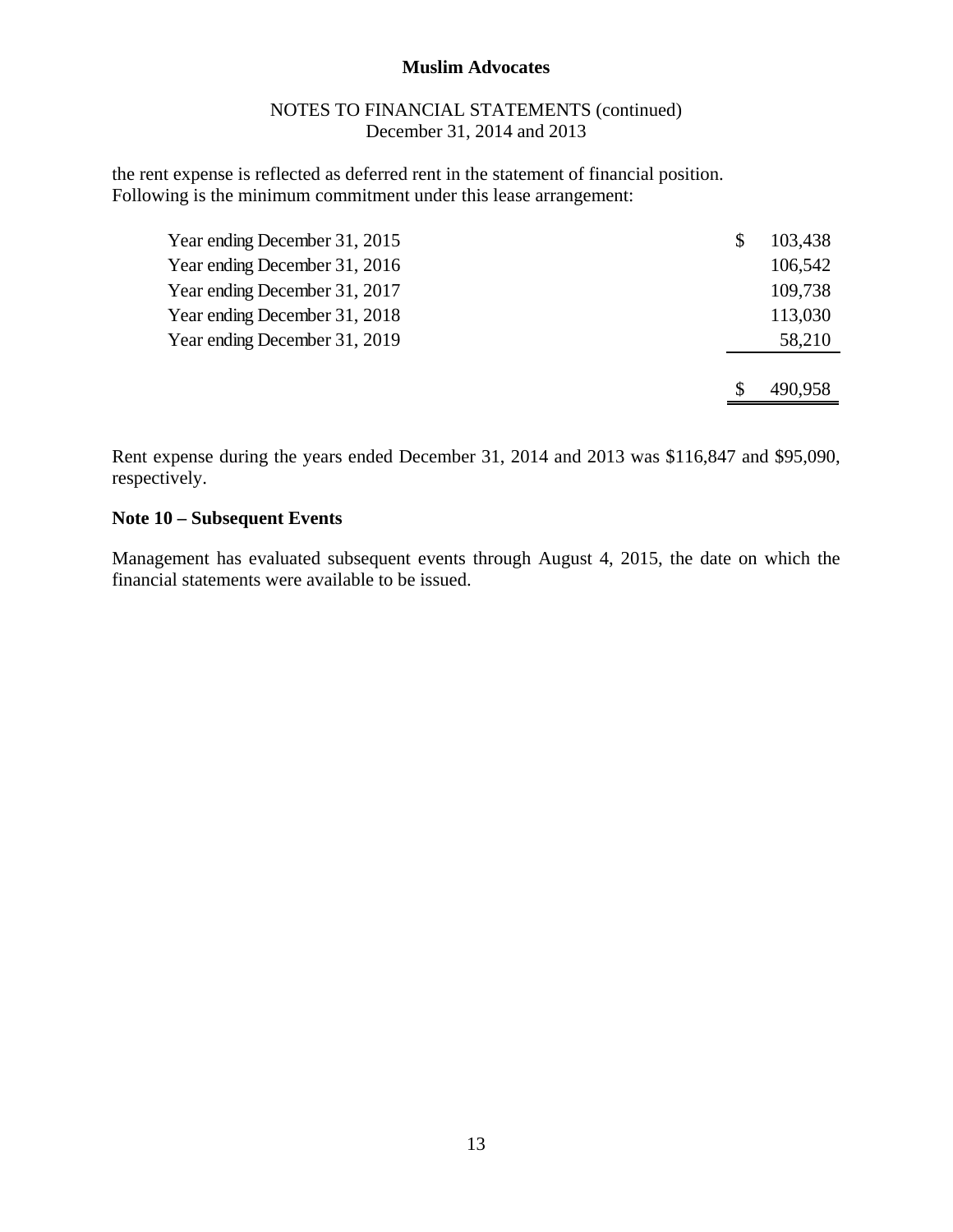**Muslim Advocates**

NOTES TO FINANCIAL STATEMENTS (continued)
December 31, 2014 and 2013

the rent expense is reflected as deferred rent in the statement of financial position. Following is the minimum commitment under this lease arrangement:

| | |
|---|---|
| Year ending December 31, 2015 | $ 103,438 |
| Year ending December 31, 2016 | 106,542 |
| Year ending December 31, 2017 | 109,738 |
| Year ending December 31, 2018 | 113,030 |
| Year ending December 31, 2019 | 58,210 |
| | $ 490,958 |

Rent expense during the years ended December 31, 2014 and 2013 was $116,847 and $95,090, respectively.

**Note 10 – Subsequent Events**

Management has evaluated subsequent events through August 4, 2015, the date on which the financial statements were available to be issued.